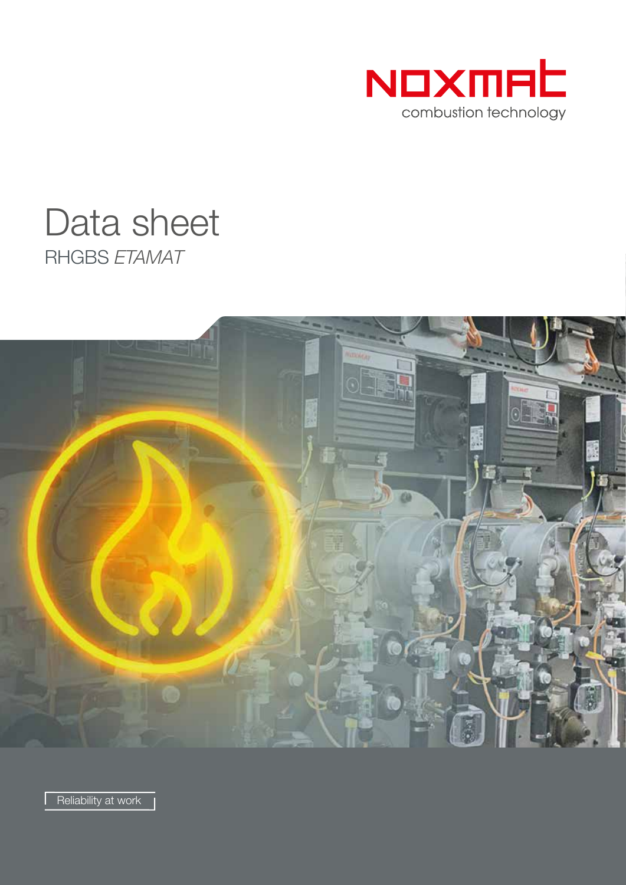NOXMAT

combustion technology

# Data sheet

## RHGBS *ETAMAT*

Reliability at work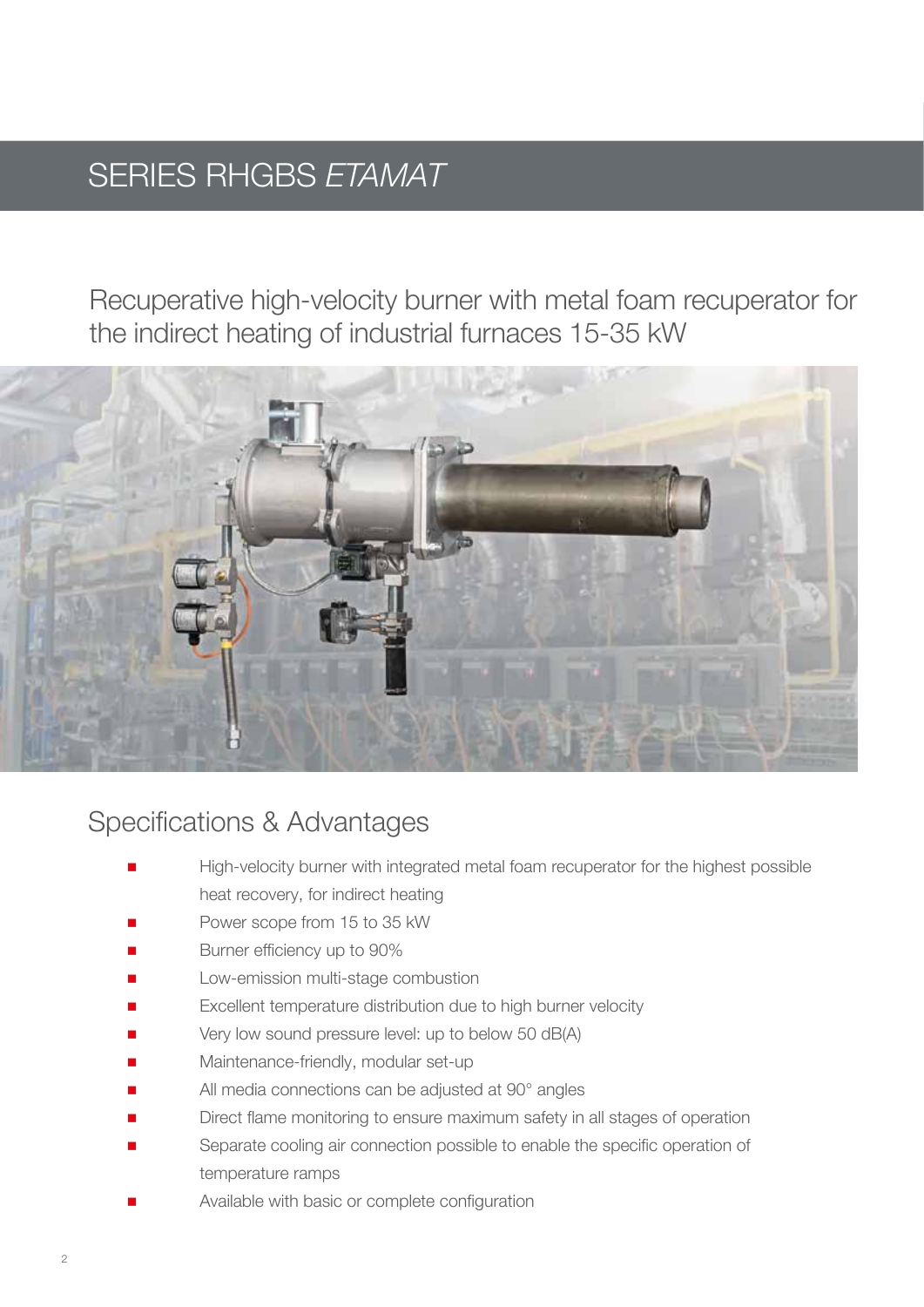# SERIES RHGBS *ETAMAT*

Recuperative high-velocity burner with metal foam recuperator for the indirect heating of industrial furnaces 15-35 kW

## Specifications & Advantages

- High-velocity burner with integrated metal foam recuperator for the highest possible heat recovery, for indirect heating
- Power scope from 15 to 35 kW
- Burner efficiency up to 90%
- Low-emission multi-stage combustion
- Excellent temperature distribution due to high burner velocity
- Very low sound pressure level: up to below 50 dB(A)
- Maintenance-friendly, modular set-up
- All media connections can be adjusted at 90° angles
- Direct flame monitoring to ensure maximum safety in all stages of operation
- Separate cooling air connection possible to enable the specific operation of temperature ramps
- Available with basic or complete configuration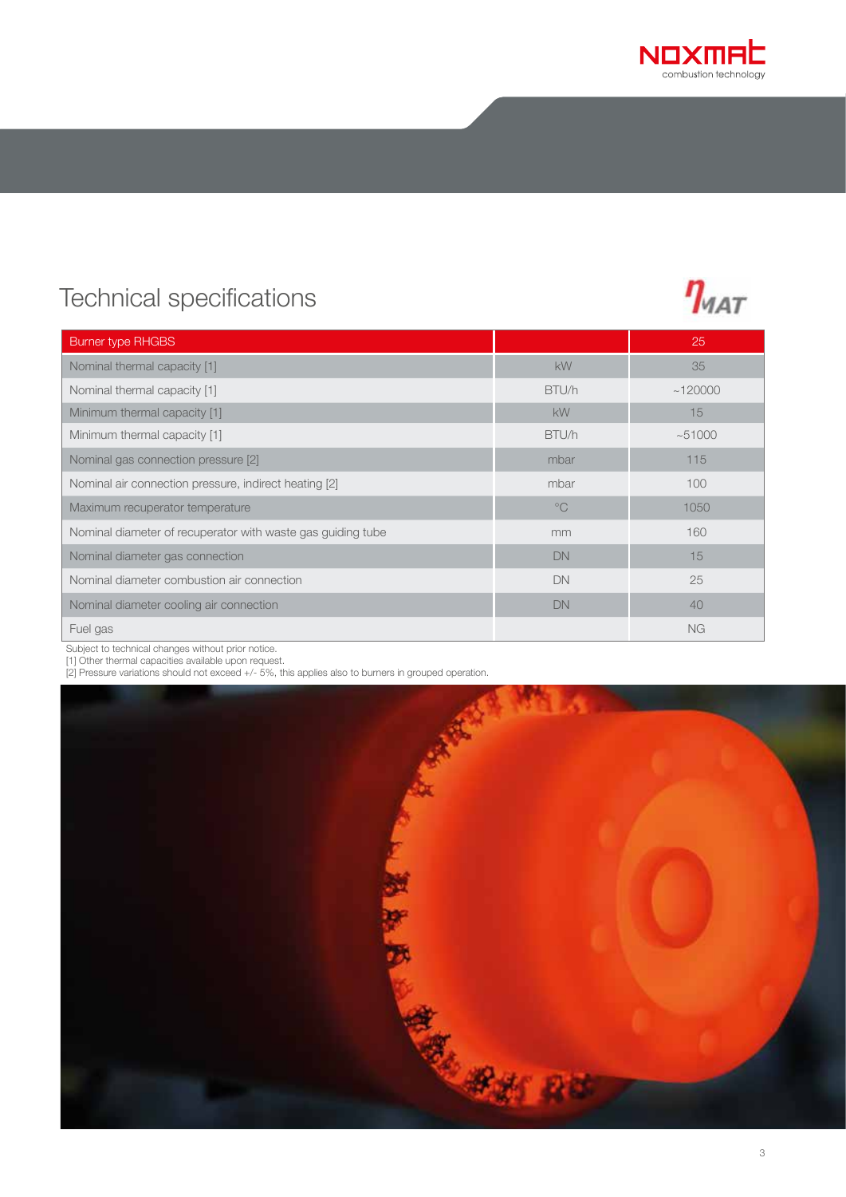## Technical specifications

| Burner type RHGBS | | 25 |
|---|---|---|
| Nominal thermal capacity [1] | kW | 35 |
| Nominal thermal capacity [1] | BTU/h | ~120000 |
| Minimum thermal capacity [1] | kW | 15 |
| Minimum thermal capacity [1] | BTU/h | ~51000 |
| Nominal gas connection pressure [2] | mbar | 115 |
| Nominal air connection pressure, indirect heating [2] | mbar | 100 |
| Maximum recuperator temperature | °C | 1050 |
| Nominal diameter of recuperator with waste gas guiding tube | mm | 160 |
| Nominal diameter gas connection | DN | 15 |
| Nominal diameter combustion air connection | DN | 25 |
| Nominal diameter cooling air connection | DN | 40 |
| Fuel gas | | NG |

Subject to technical changes without prior notice.
[1] Other thermal capacities available upon request.
[2] Pressure variations should not exceed +/- 5%, this applies also to burners in grouped operation.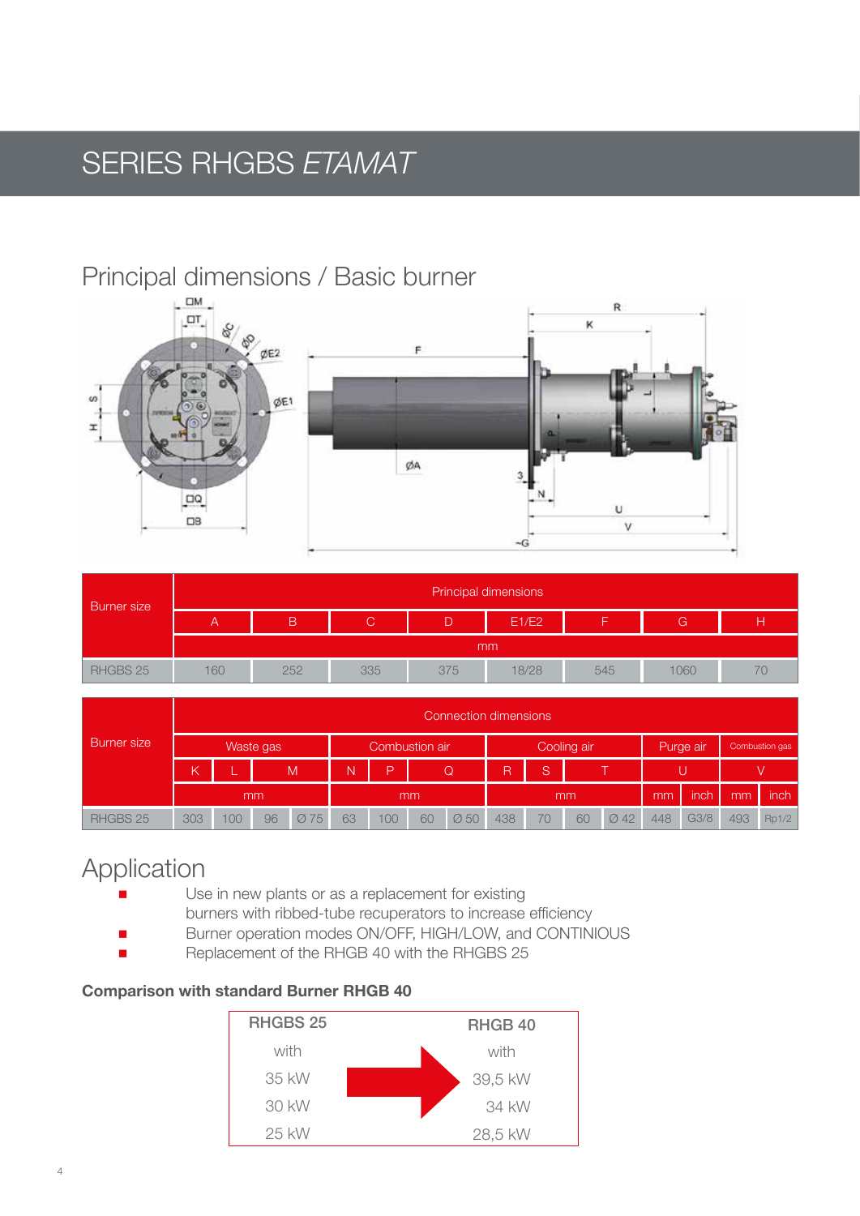# SERIES RHGBS *ETAMAT*

## Principal dimensions / Basic burner

| Burner size | Principal dimensions | | | | | | | |
|---|---|---|---|---|---|---|---|---|
| | A | B | C | D | E1/E2 | F | G | H |
| | mm | | | | | | | |
| RHGBS 25 | 160 | 252 | 335 | 375 | 18/28 | 545 | 1060 | 70 |

| Burner size | Connection dimensions | | | | | | | | | | | | | | |
|---|---|---|---|---|---|---|---|---|---|---|---|---|---|---|---|
| | Waste gas | | | | Combustion air | | | | Cooling air | | | | Purge air | | Combustion gas | |
| | K | L | M | | N | P | Q | | R | S | T | | U | | V | |
| | mm | | | | mm | | | | mm | | | | mm | inch | mm | inch |
| RHGBS 25 | 303 | 100 | 96 | Ø 75 | 63 | 100 | 60 | Ø 50 | 438 | 70 | 60 | Ø 42 | 448 | G3/8 | 493 | Rp1/2 |

## Application

- Use in new plants or as a replacement for existing burners with ribbed-tube recuperators to increase efficiency
- Burner operation modes ON/OFF, HIGH/LOW, and CONTINIOUS
- Replacement of the RHGB 40 with the RHGBS 25

### Comparison with standard Burner RHGB 40

| RHGBS 25 | | RHGB 40 |
|---|---|---|
| with | → | with |
| 35 kW | | 39,5 kW |
| 30 kW | | 34 kW |
| 25 kW | | 28,5 kW |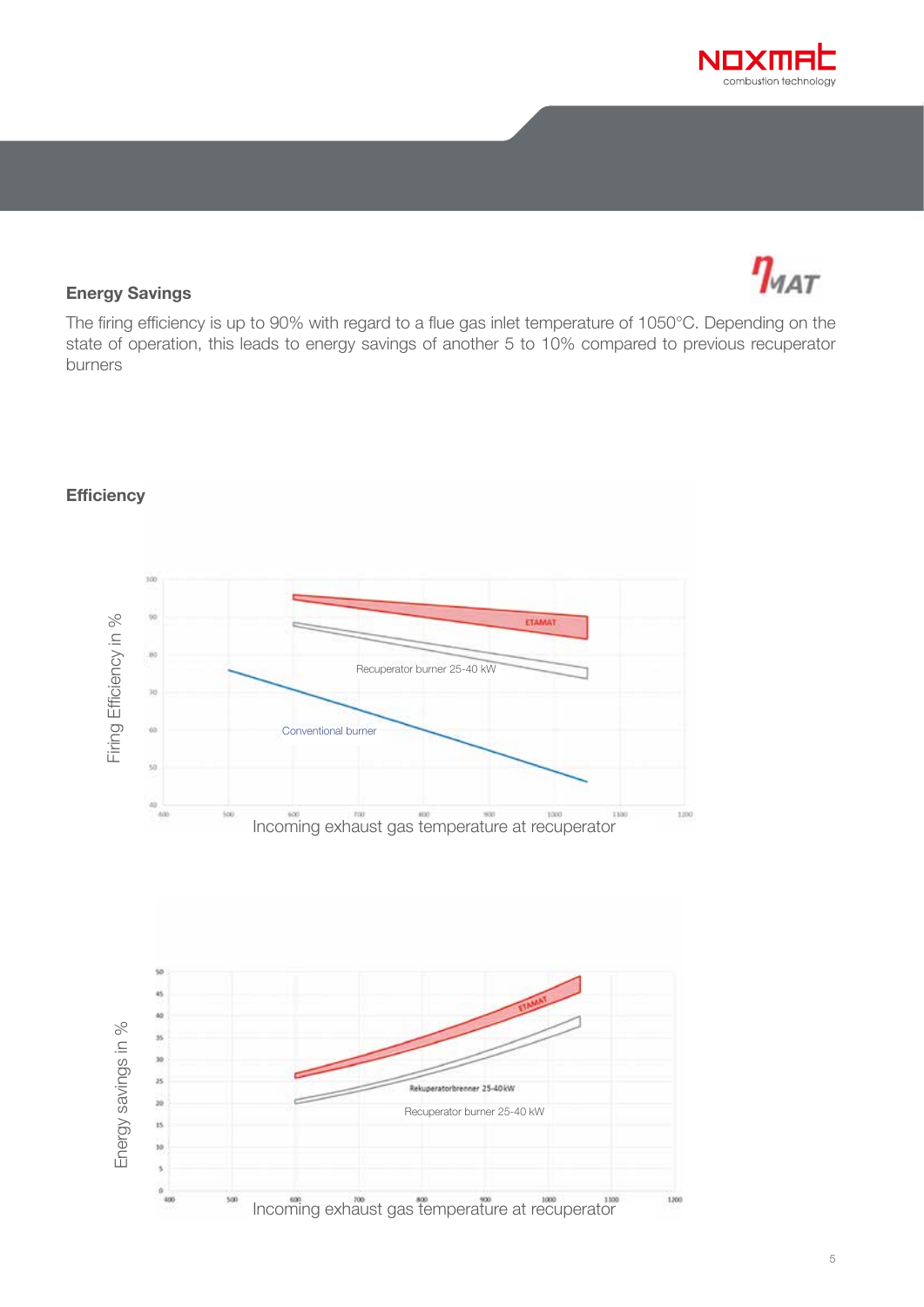### Energy Savings

The firing efficiency is up to 90% with regard to a flue gas inlet temperature of 1050°C. Depending on the state of operation, this leads to energy savings of another 5 to 10% compared to previous recuperator burners

### Efficiency

Firing Efficiency in %

ETAMAT

Recuperator burner 25-40 kW

Conventional burner

Incoming exhaust gas temperature at recuperator

Energy savings in %

ETAMAT

Rekuperatorbrenner 25-40kW

Recuperator burner 25-40 kW

Incoming exhaust gas temperature at recuperator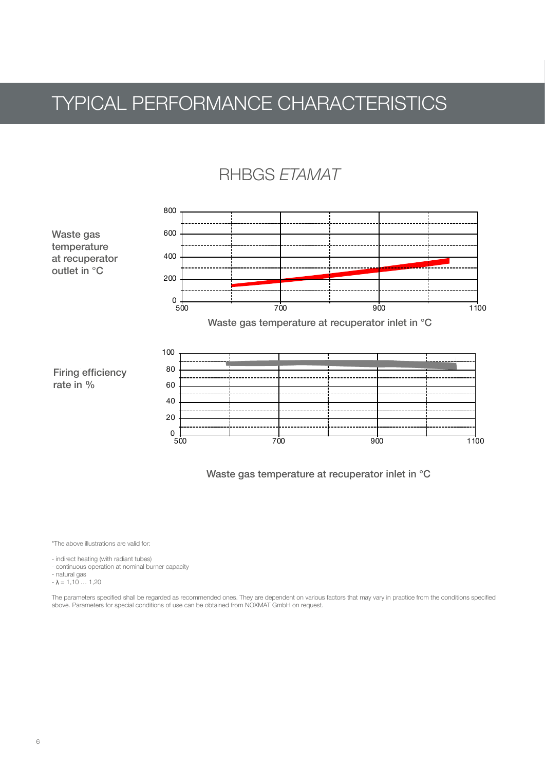# TYPICAL PERFORMANCE CHARACTERISTICS

## RHBGS *ETAMAT*

Waste gas temperature at recuperator outlet in °C

Waste gas temperature at recuperator inlet in °C

Firing efficiency rate in %

Waste gas temperature at recuperator inlet in °C

*The above illustrations are valid for:

- indirect heating (with radiant tubes)
- continuous operation at nominal burner capacity
- natural gas
- $\lambda$ = 1,10 … 1,20

The parameters specified shall be regarded as recommended ones. They are dependent on various factors that may vary in practice from the conditions specified above. Parameters for special conditions of use can be obtained from NOXMAT GmbH on request.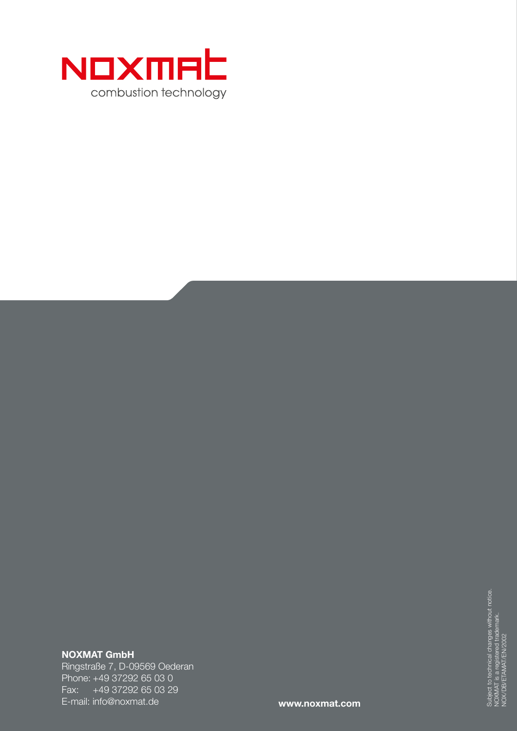NOXMAT

combustion technology

**NOXMAT GmbH**
Ringstraße 7, D-09569 Oederan
Phone: +49 37292 65 03 0
Fax: +49 37292 65 03 29
E-mail: info@noxmat.de

**www.noxmat.com**

Subject to technical changes without notice.
NOXMAT is a registered trademark.
NOX/DB/ETAMAT/EN/2002